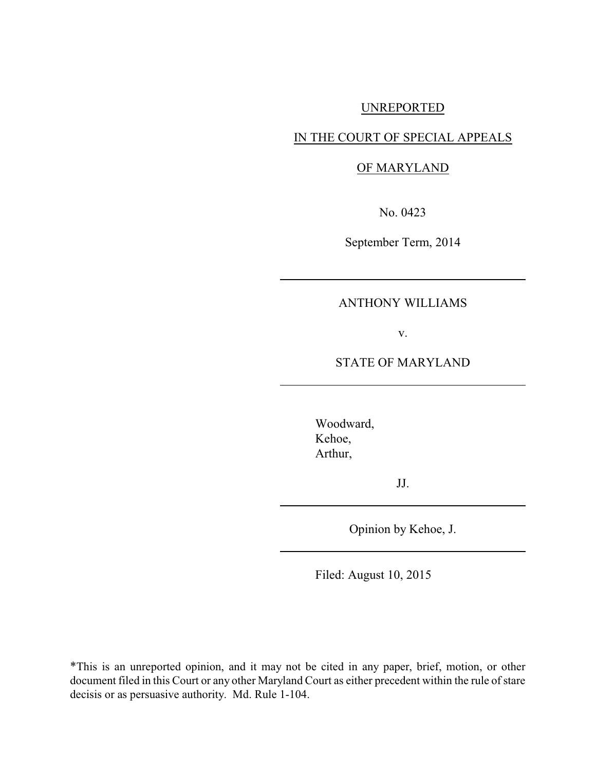UNREPORTED

IN THE COURT OF SPECIAL APPEALS

OF MARYLAND

No. 0423

September Term, 2014

---

ANTHONY WILLIAMS

v.

STATE OF MARYLAND

---

Woodward,
Kehoe,
Arthur,

JJ.

---

Opinion by Kehoe, J.

---

Filed: August 10, 2015

*This is an unreported opinion, and it may not be cited in any paper, brief, motion, or other document filed in this Court or any other Maryland Court as either precedent within the rule of stare decisis or as persuasive authority. Md. Rule 1-104.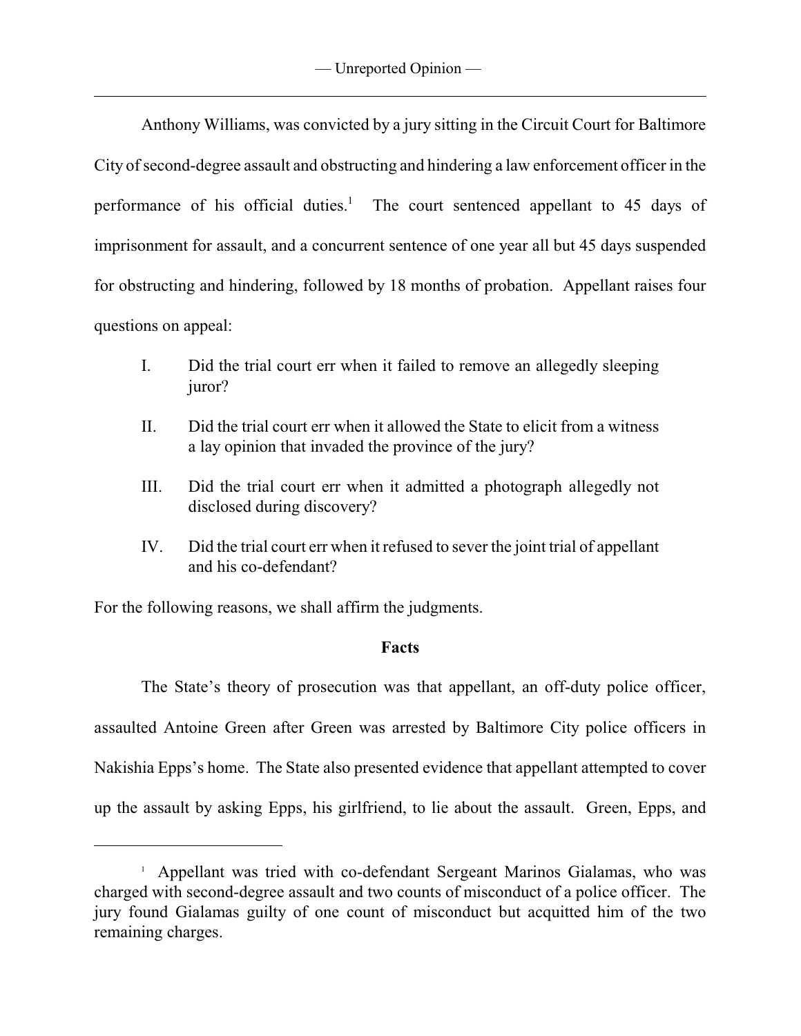Anthony Williams, was convicted by a jury sitting in the Circuit Court for Baltimore City of second-degree assault and obstructing and hindering a law enforcement officer in the performance of his official duties.[1] The court sentenced appellant to 45 days of imprisonment for assault, and a concurrent sentence of one year all but 45 days suspended for obstructing and hindering, followed by 18 months of probation. Appellant raises four questions on appeal:

I. Did the trial court err when it failed to remove an allegedly sleeping juror?

II. Did the trial court err when it allowed the State to elicit from a witness a lay opinion that invaded the province of the jury?

III. Did the trial court err when it admitted a photograph allegedly not disclosed during discovery?

IV. Did the trial court err when it refused to sever the joint trial of appellant and his co-defendant?

For the following reasons, we shall affirm the judgments.

## Facts

The State's theory of prosecution was that appellant, an off-duty police officer, assaulted Antoine Green after Green was arrested by Baltimore City police officers in Nakishia Epps's home. The State also presented evidence that appellant attempted to cover up the assault by asking Epps, his girlfriend, to lie about the assault. Green, Epps, and

---

[1] Appellant was tried with co-defendant Sergeant Marinos Gialamas, who was charged with second-degree assault and two counts of misconduct of a police officer. The jury found Gialamas guilty of one count of misconduct but acquitted him of the two remaining charges.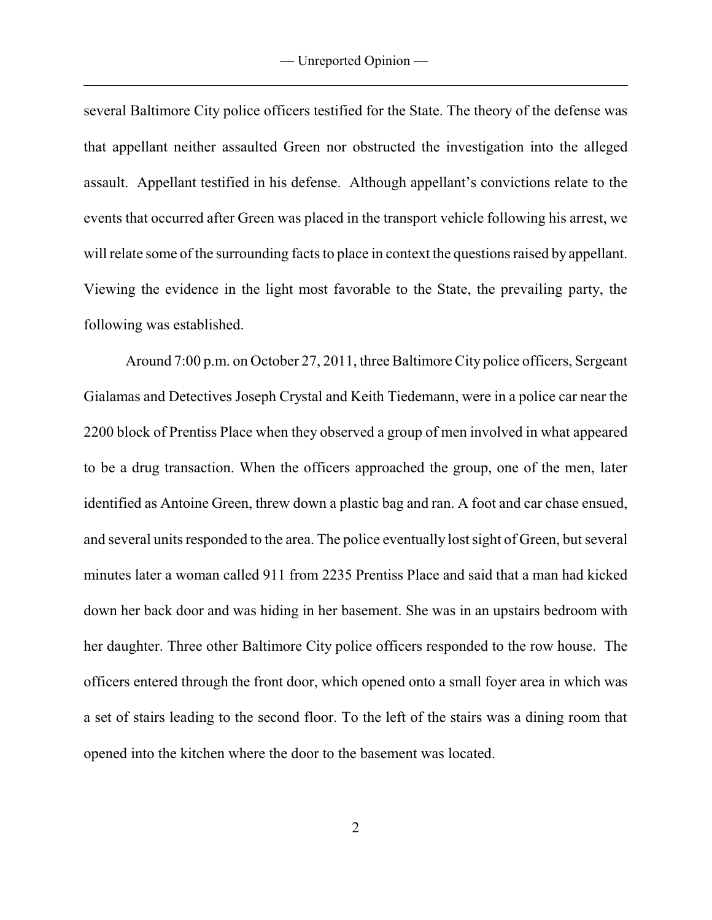several Baltimore City police officers testified for the State. The theory of the defense was that appellant neither assaulted Green nor obstructed the investigation into the alleged assault. Appellant testified in his defense. Although appellant's convictions relate to the events that occurred after Green was placed in the transport vehicle following his arrest, we will relate some of the surrounding facts to place in context the questions raised by appellant. Viewing the evidence in the light most favorable to the State, the prevailing party, the following was established.

Around 7:00 p.m. on October 27, 2011, three Baltimore City police officers, Sergeant Gialamas and Detectives Joseph Crystal and Keith Tiedemann, were in a police car near the 2200 block of Prentiss Place when they observed a group of men involved in what appeared to be a drug transaction. When the officers approached the group, one of the men, later identified as Antoine Green, threw down a plastic bag and ran. A foot and car chase ensued, and several units responded to the area. The police eventually lost sight of Green, but several minutes later a woman called 911 from 2235 Prentiss Place and said that a man had kicked down her back door and was hiding in her basement. She was in an upstairs bedroom with her daughter. Three other Baltimore City police officers responded to the row house. The officers entered through the front door, which opened onto a small foyer area in which was a set of stairs leading to the second floor. To the left of the stairs was a dining room that opened into the kitchen where the door to the basement was located.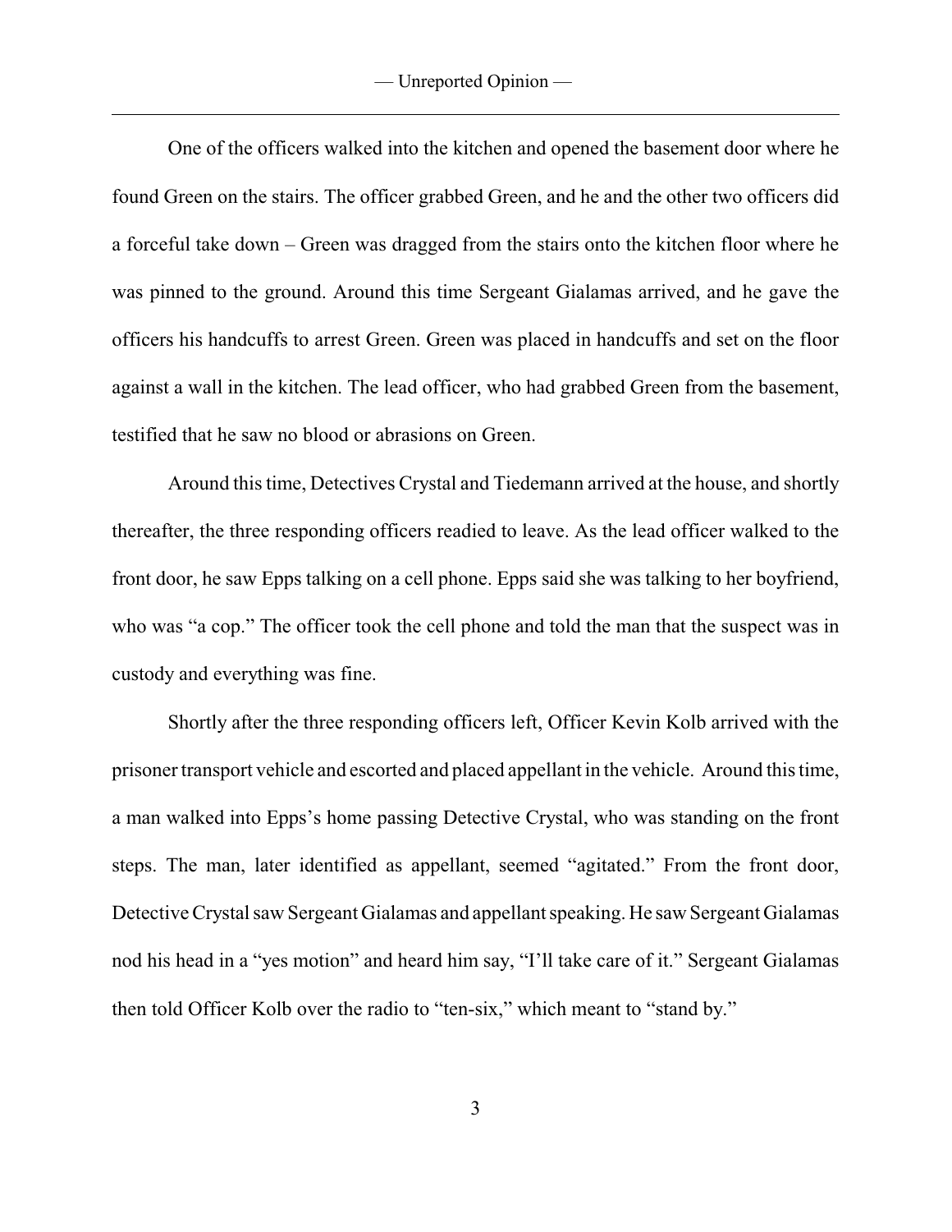One of the officers walked into the kitchen and opened the basement door where he found Green on the stairs. The officer grabbed Green, and he and the other two officers did a forceful take down – Green was dragged from the stairs onto the kitchen floor where he was pinned to the ground. Around this time Sergeant Gialamas arrived, and he gave the officers his handcuffs to arrest Green. Green was placed in handcuffs and set on the floor against a wall in the kitchen. The lead officer, who had grabbed Green from the basement, testified that he saw no blood or abrasions on Green.

Around this time, Detectives Crystal and Tiedemann arrived at the house, and shortly thereafter, the three responding officers readied to leave. As the lead officer walked to the front door, he saw Epps talking on a cell phone. Epps said she was talking to her boyfriend, who was "a cop." The officer took the cell phone and told the man that the suspect was in custody and everything was fine.

Shortly after the three responding officers left, Officer Kevin Kolb arrived with the prisoner transport vehicle and escorted and placed appellant in the vehicle. Around this time, a man walked into Epps's home passing Detective Crystal, who was standing on the front steps. The man, later identified as appellant, seemed "agitated." From the front door, Detective Crystal saw Sergeant Gialamas and appellant speaking. He saw Sergeant Gialamas nod his head in a "yes motion" and heard him say, "I'll take care of it." Sergeant Gialamas then told Officer Kolb over the radio to "ten-six," which meant to "stand by."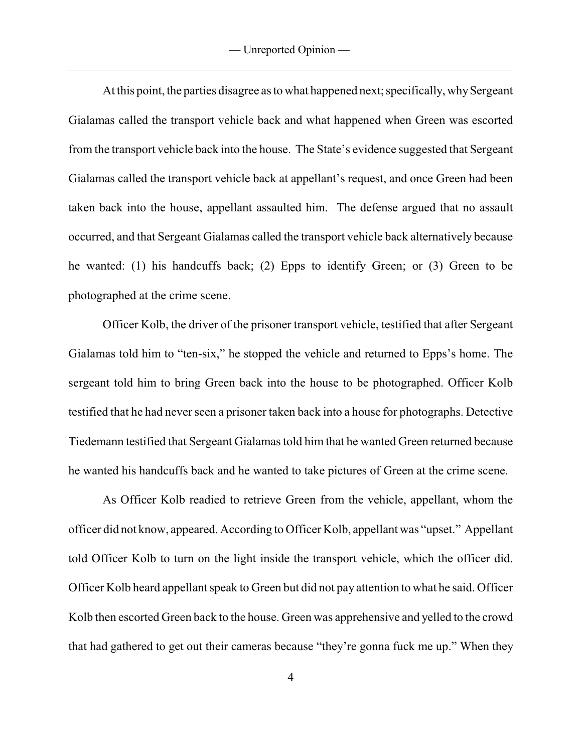At this point, the parties disagree as to what happened next; specifically, why Sergeant Gialamas called the transport vehicle back and what happened when Green was escorted from the transport vehicle back into the house. The State's evidence suggested that Sergeant Gialamas called the transport vehicle back at appellant's request, and once Green had been taken back into the house, appellant assaulted him. The defense argued that no assault occurred, and that Sergeant Gialamas called the transport vehicle back alternatively because he wanted: (1) his handcuffs back; (2) Epps to identify Green; or (3) Green to be photographed at the crime scene.

Officer Kolb, the driver of the prisoner transport vehicle, testified that after Sergeant Gialamas told him to "ten-six," he stopped the vehicle and returned to Epps's home. The sergeant told him to bring Green back into the house to be photographed. Officer Kolb testified that he had never seen a prisoner taken back into a house for photographs. Detective Tiedemann testified that Sergeant Gialamas told him that he wanted Green returned because he wanted his handcuffs back and he wanted to take pictures of Green at the crime scene.

As Officer Kolb readied to retrieve Green from the vehicle, appellant, whom the officer did not know, appeared. According to Officer Kolb, appellant was "upset." Appellant told Officer Kolb to turn on the light inside the transport vehicle, which the officer did. Officer Kolb heard appellant speak to Green but did not pay attention to what he said. Officer Kolb then escorted Green back to the house. Green was apprehensive and yelled to the crowd that had gathered to get out their cameras because "they're gonna fuck me up." When they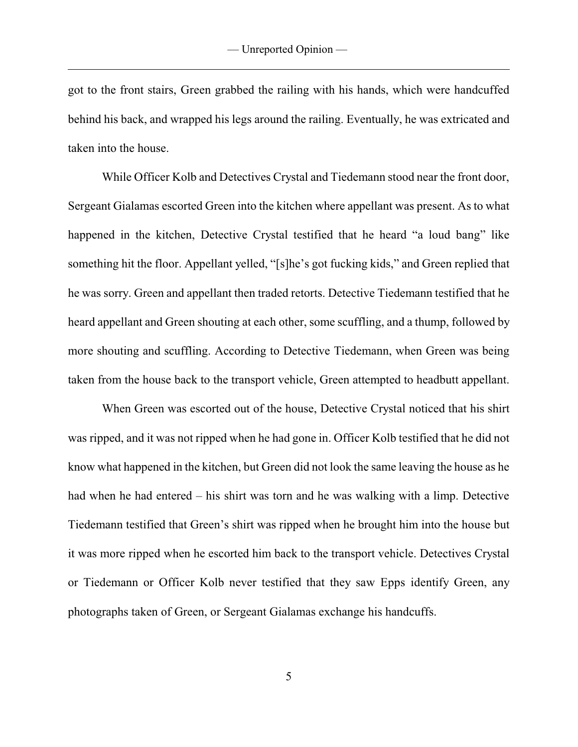got to the front stairs, Green grabbed the railing with his hands, which were handcuffed behind his back, and wrapped his legs around the railing. Eventually, he was extricated and taken into the house.

While Officer Kolb and Detectives Crystal and Tiedemann stood near the front door, Sergeant Gialamas escorted Green into the kitchen where appellant was present. As to what happened in the kitchen, Detective Crystal testified that he heard "a loud bang" like something hit the floor. Appellant yelled, "[s]he's got fucking kids," and Green replied that he was sorry. Green and appellant then traded retorts. Detective Tiedemann testified that he heard appellant and Green shouting at each other, some scuffling, and a thump, followed by more shouting and scuffling. According to Detective Tiedemann, when Green was being taken from the house back to the transport vehicle, Green attempted to headbutt appellant.

When Green was escorted out of the house, Detective Crystal noticed that his shirt was ripped, and it was not ripped when he had gone in. Officer Kolb testified that he did not know what happened in the kitchen, but Green did not look the same leaving the house as he had when he had entered – his shirt was torn and he was walking with a limp. Detective Tiedemann testified that Green's shirt was ripped when he brought him into the house but it was more ripped when he escorted him back to the transport vehicle. Detectives Crystal or Tiedemann or Officer Kolb never testified that they saw Epps identify Green, any photographs taken of Green, or Sergeant Gialamas exchange his handcuffs.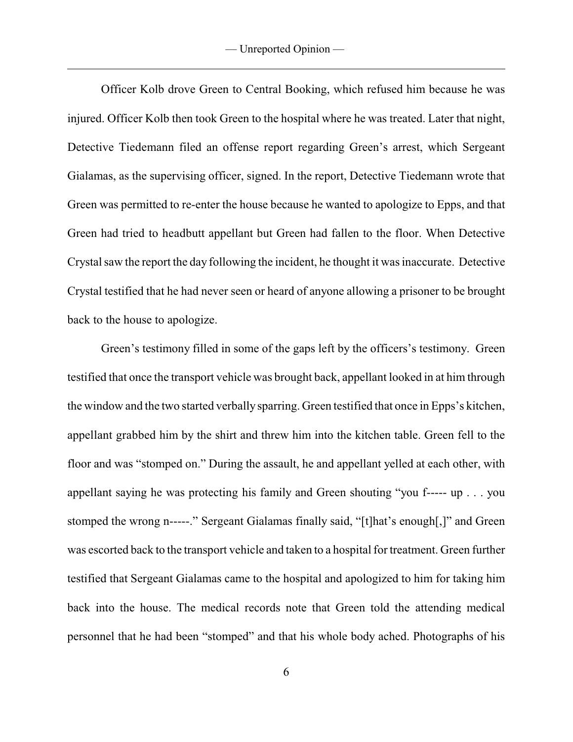Officer Kolb drove Green to Central Booking, which refused him because he was injured. Officer Kolb then took Green to the hospital where he was treated. Later that night, Detective Tiedemann filed an offense report regarding Green's arrest, which Sergeant Gialamas, as the supervising officer, signed. In the report, Detective Tiedemann wrote that Green was permitted to re-enter the house because he wanted to apologize to Epps, and that Green had tried to headbutt appellant but Green had fallen to the floor. When Detective Crystal saw the report the day following the incident, he thought it was inaccurate. Detective Crystal testified that he had never seen or heard of anyone allowing a prisoner to be brought back to the house to apologize.

Green's testimony filled in some of the gaps left by the officers's testimony. Green testified that once the transport vehicle was brought back, appellant looked in at him through the window and the two started verbally sparring. Green testified that once in Epps's kitchen, appellant grabbed him by the shirt and threw him into the kitchen table. Green fell to the floor and was "stomped on." During the assault, he and appellant yelled at each other, with appellant saying he was protecting his family and Green shouting "you f----- up . . . you stomped the wrong n-----." Sergeant Gialamas finally said, "[t]hat's enough[,]" and Green was escorted back to the transport vehicle and taken to a hospital for treatment. Green further testified that Sergeant Gialamas came to the hospital and apologized to him for taking him back into the house. The medical records note that Green told the attending medical personnel that he had been "stomped" and that his whole body ached. Photographs of his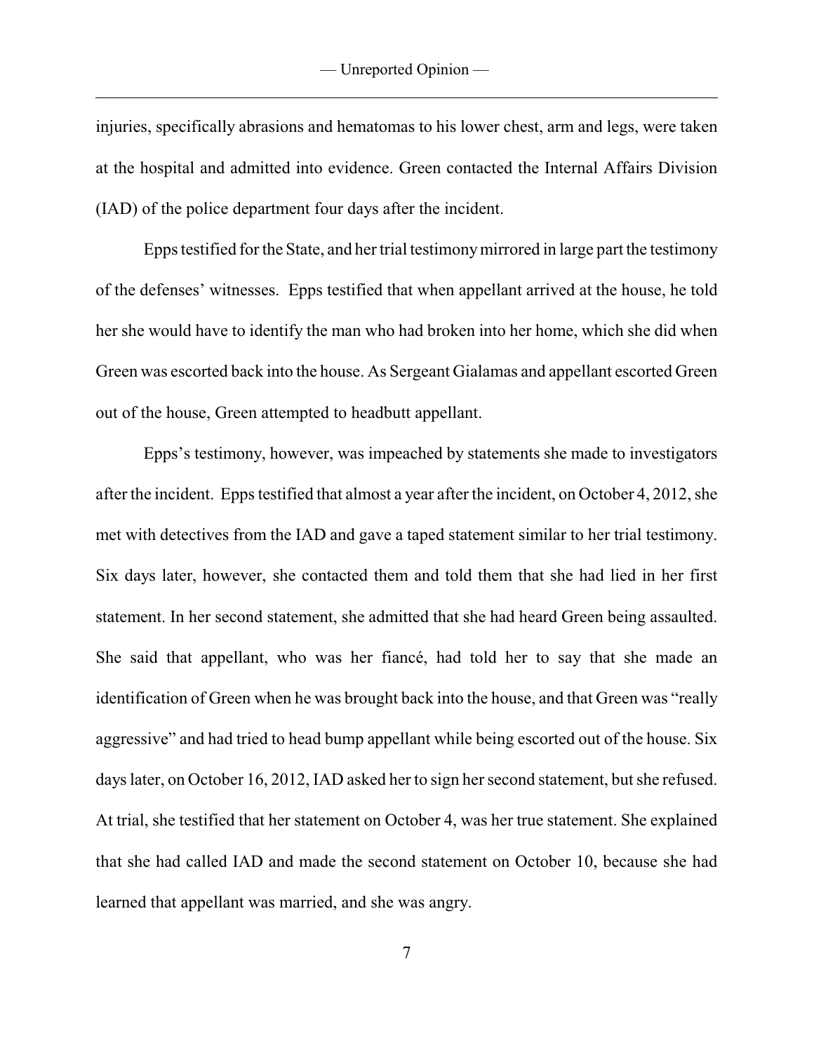injuries, specifically abrasions and hematomas to his lower chest, arm and legs, were taken at the hospital and admitted into evidence. Green contacted the Internal Affairs Division (IAD) of the police department four days after the incident.

Epps testified for the State, and her trial testimony mirrored in large part the testimony of the defenses' witnesses. Epps testified that when appellant arrived at the house, he told her she would have to identify the man who had broken into her home, which she did when Green was escorted back into the house. As Sergeant Gialamas and appellant escorted Green out of the house, Green attempted to headbutt appellant.

Epps's testimony, however, was impeached by statements she made to investigators after the incident. Epps testified that almost a year after the incident, on October 4, 2012, she met with detectives from the IAD and gave a taped statement similar to her trial testimony. Six days later, however, she contacted them and told them that she had lied in her first statement. In her second statement, she admitted that she had heard Green being assaulted. She said that appellant, who was her fiancé, had told her to say that she made an identification of Green when he was brought back into the house, and that Green was "really aggressive" and had tried to head bump appellant while being escorted out of the house. Six days later, on October 16, 2012, IAD asked her to sign her second statement, but she refused. At trial, she testified that her statement on October 4, was her true statement. She explained that she had called IAD and made the second statement on October 10, because she had learned that appellant was married, and she was angry.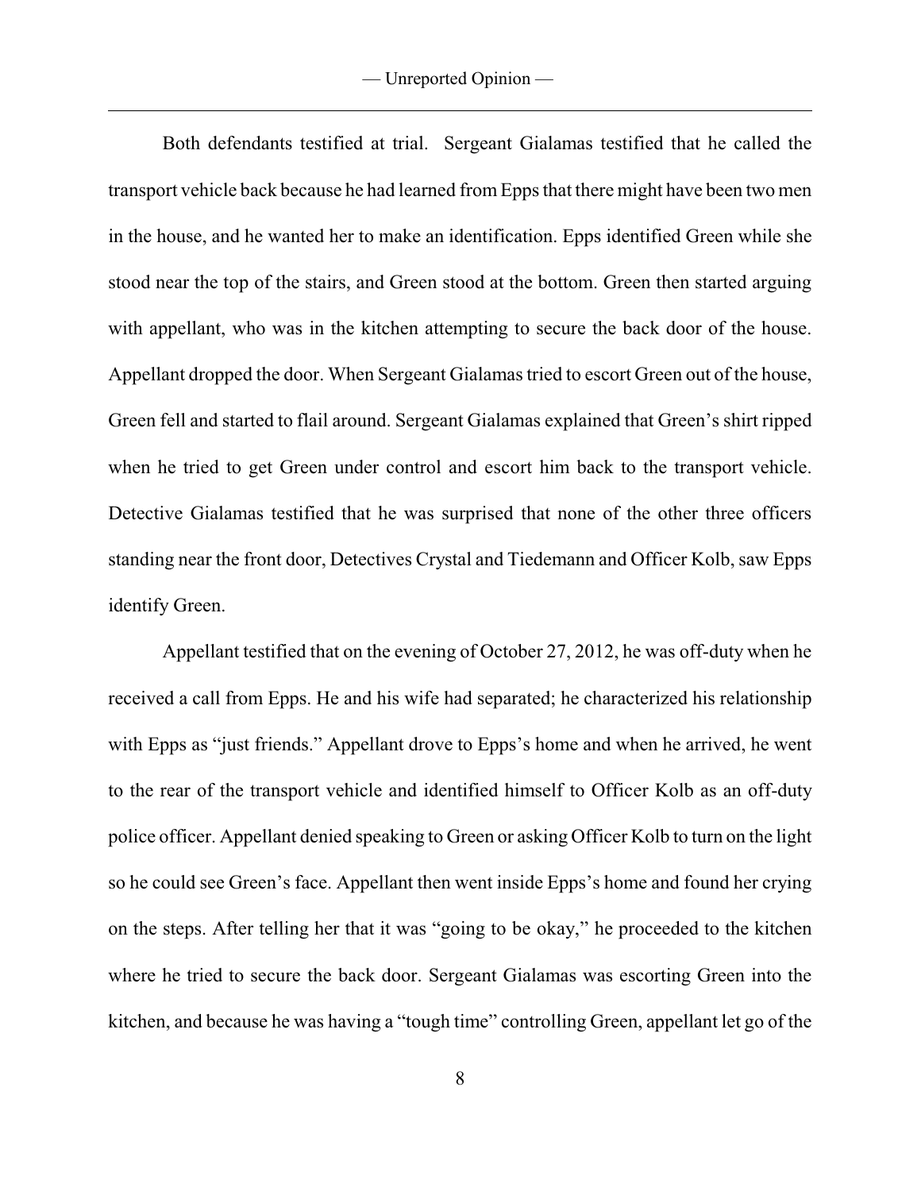Both defendants testified at trial. Sergeant Gialamas testified that he called the transport vehicle back because he had learned from Epps that there might have been two men in the house, and he wanted her to make an identification. Epps identified Green while she stood near the top of the stairs, and Green stood at the bottom. Green then started arguing with appellant, who was in the kitchen attempting to secure the back door of the house. Appellant dropped the door. When Sergeant Gialamas tried to escort Green out of the house, Green fell and started to flail around. Sergeant Gialamas explained that Green's shirt ripped when he tried to get Green under control and escort him back to the transport vehicle. Detective Gialamas testified that he was surprised that none of the other three officers standing near the front door, Detectives Crystal and Tiedemann and Officer Kolb, saw Epps identify Green.

Appellant testified that on the evening of October 27, 2012, he was off-duty when he received a call from Epps. He and his wife had separated; he characterized his relationship with Epps as "just friends." Appellant drove to Epps's home and when he arrived, he went to the rear of the transport vehicle and identified himself to Officer Kolb as an off-duty police officer. Appellant denied speaking to Green or asking Officer Kolb to turn on the light so he could see Green's face. Appellant then went inside Epps's home and found her crying on the steps. After telling her that it was "going to be okay," he proceeded to the kitchen where he tried to secure the back door. Sergeant Gialamas was escorting Green into the kitchen, and because he was having a "tough time" controlling Green, appellant let go of the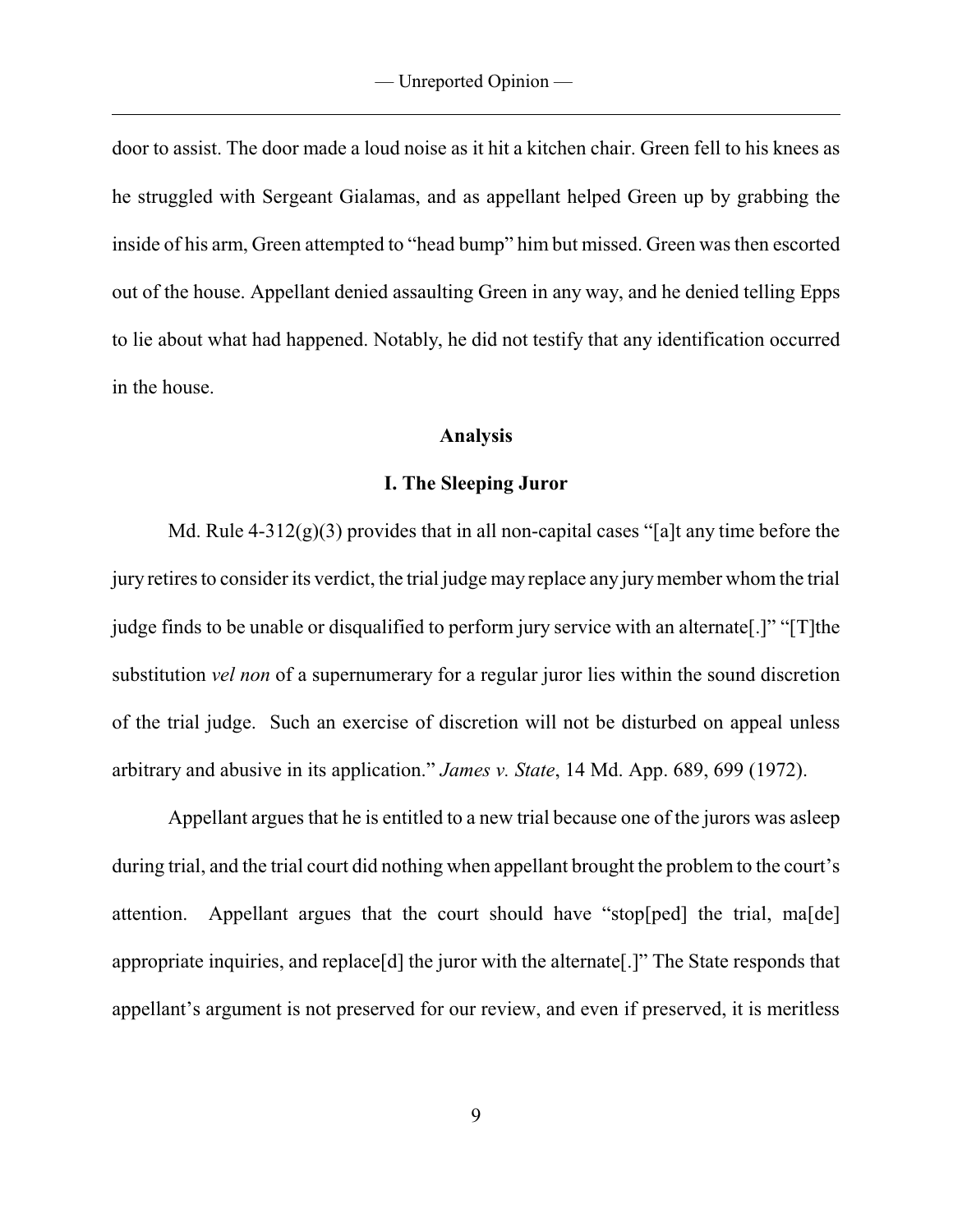door to assist. The door made a loud noise as it hit a kitchen chair. Green fell to his knees as he struggled with Sergeant Gialamas, and as appellant helped Green up by grabbing the inside of his arm, Green attempted to "head bump" him but missed. Green was then escorted out of the house. Appellant denied assaulting Green in any way, and he denied telling Epps to lie about what had happened. Notably, he did not testify that any identification occurred in the house.

## Analysis

### I. The Sleeping Juror

Md. Rule 4-312(g)(3) provides that in all non-capital cases "[a]t any time before the jury retires to consider its verdict, the trial judge may replace any jury member whom the trial judge finds to be unable or disqualified to perform jury service with an alternate[.]" "[T]the substitution *vel non* of a supernumerary for a regular juror lies within the sound discretion of the trial judge. Such an exercise of discretion will not be disturbed on appeal unless arbitrary and abusive in its application." *James v. State*, 14 Md. App. 689, 699 (1972).

Appellant argues that he is entitled to a new trial because one of the jurors was asleep during trial, and the trial court did nothing when appellant brought the problem to the court's attention. Appellant argues that the court should have "stop[ped] the trial, ma[de] appropriate inquiries, and replace[d] the juror with the alternate[.]" The State responds that appellant's argument is not preserved for our review, and even if preserved, it is meritless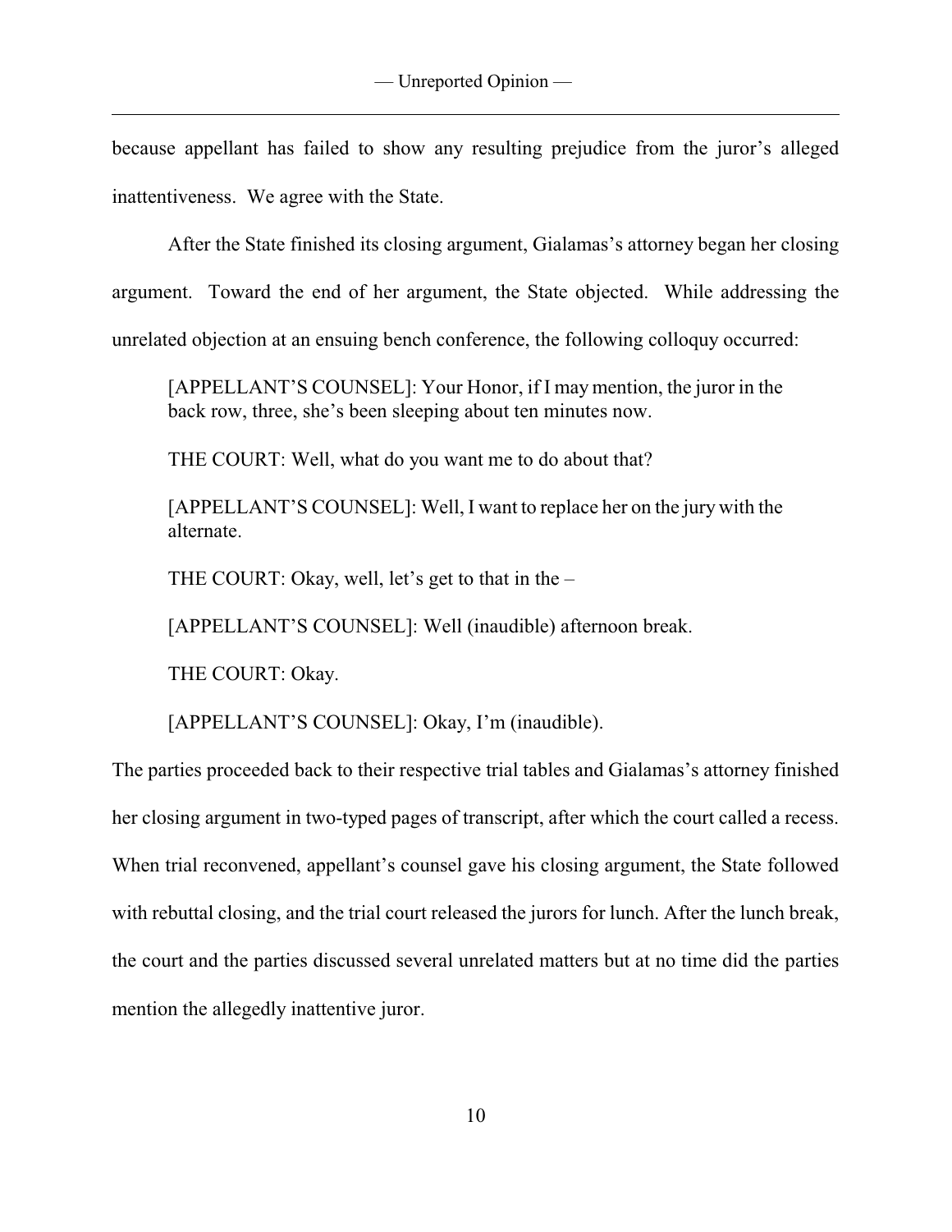because appellant has failed to show any resulting prejudice from the juror's alleged inattentiveness. We agree with the State.

After the State finished its closing argument, Gialamas's attorney began her closing argument. Toward the end of her argument, the State objected. While addressing the unrelated objection at an ensuing bench conference, the following colloquy occurred:

> [APPELLANT'S COUNSEL]: Your Honor, if I may mention, the juror in the back row, three, she's been sleeping about ten minutes now.
>
> THE COURT: Well, what do you want me to do about that?
>
> [APPELLANT'S COUNSEL]: Well, I want to replace her on the jury with the alternate.
>
> THE COURT: Okay, well, let's get to that in the –
>
> [APPELLANT'S COUNSEL]: Well (inaudible) afternoon break.
>
> THE COURT: Okay.
>
> [APPELLANT'S COUNSEL]: Okay, I'm (inaudible).

The parties proceeded back to their respective trial tables and Gialamas's attorney finished her closing argument in two-typed pages of transcript, after which the court called a recess. When trial reconvened, appellant's counsel gave his closing argument, the State followed with rebuttal closing, and the trial court released the jurors for lunch. After the lunch break, the court and the parties discussed several unrelated matters but at no time did the parties mention the allegedly inattentive juror.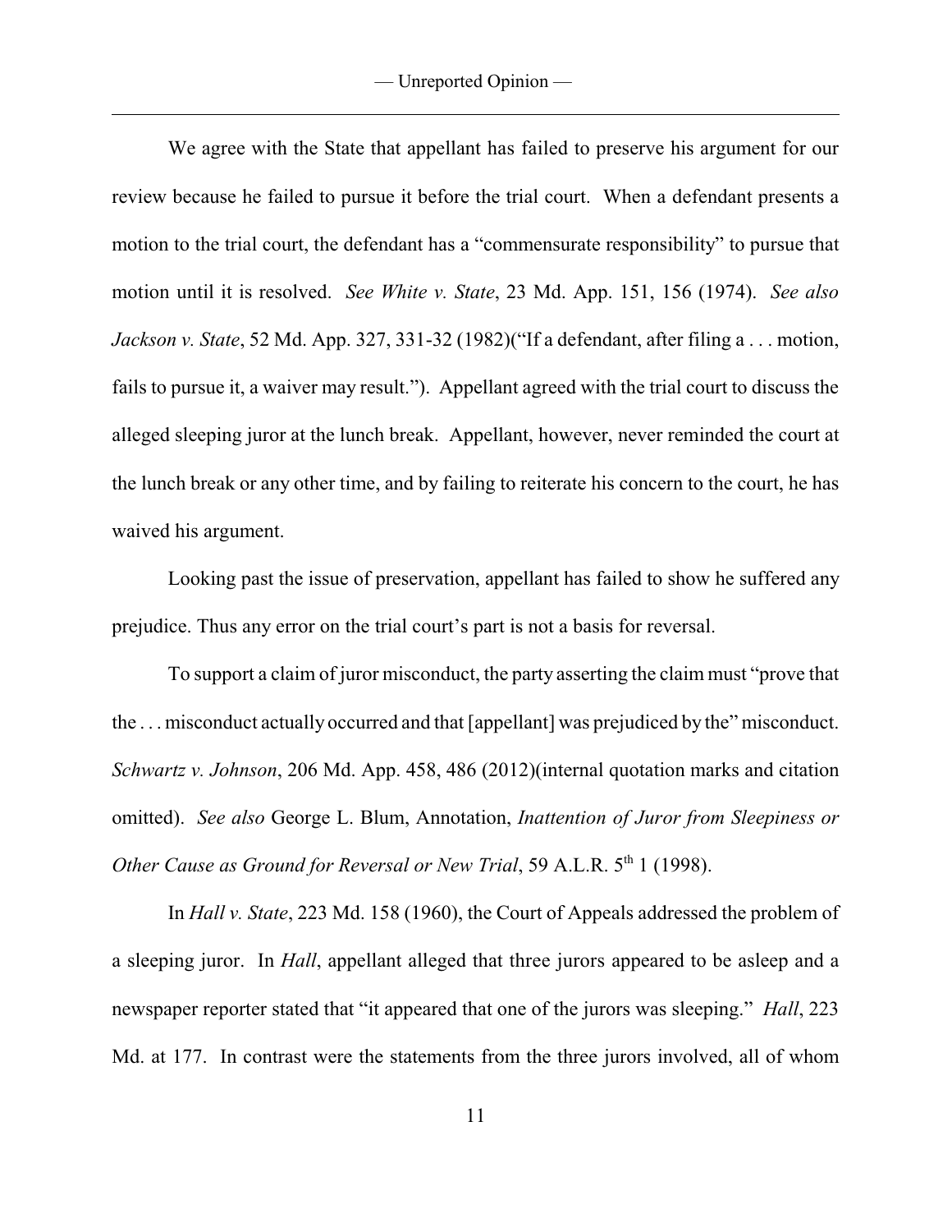We agree with the State that appellant has failed to preserve his argument for our review because he failed to pursue it before the trial court. When a defendant presents a motion to the trial court, the defendant has a "commensurate responsibility" to pursue that motion until it is resolved. *See White v. State*, 23 Md. App. 151, 156 (1974). *See also Jackson v. State*, 52 Md. App. 327, 331-32 (1982)("If a defendant, after filing a . . . motion, fails to pursue it, a waiver may result."). Appellant agreed with the trial court to discuss the alleged sleeping juror at the lunch break. Appellant, however, never reminded the court at the lunch break or any other time, and by failing to reiterate his concern to the court, he has waived his argument.

Looking past the issue of preservation, appellant has failed to show he suffered any prejudice. Thus any error on the trial court's part is not a basis for reversal.

To support a claim of juror misconduct, the party asserting the claim must "prove that the . . . misconduct actually occurred and that [appellant] was prejudiced by the" misconduct. *Schwartz v. Johnson*, 206 Md. App. 458, 486 (2012)(internal quotation marks and citation omitted). *See also* George L. Blum, Annotation, *Inattention of Juror from Sleepiness or Other Cause as Ground for Reversal or New Trial*, 59 A.L.R. 5th 1 (1998).

In *Hall v. State*, 223 Md. 158 (1960), the Court of Appeals addressed the problem of a sleeping juror. In *Hall*, appellant alleged that three jurors appeared to be asleep and a newspaper reporter stated that "it appeared that one of the jurors was sleeping." *Hall*, 223 Md. at 177. In contrast were the statements from the three jurors involved, all of whom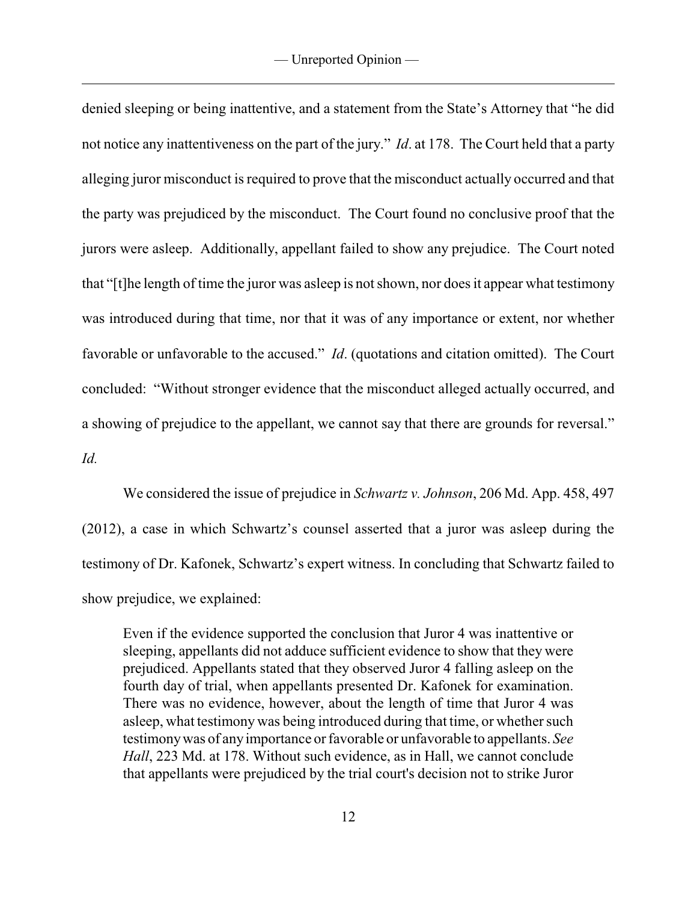denied sleeping or being inattentive, and a statement from the State's Attorney that "he did not notice any inattentiveness on the part of the jury." *Id*. at 178. The Court held that a party alleging juror misconduct is required to prove that the misconduct actually occurred and that the party was prejudiced by the misconduct. The Court found no conclusive proof that the jurors were asleep. Additionally, appellant failed to show any prejudice. The Court noted that "[t]he length of time the juror was asleep is not shown, nor does it appear what testimony was introduced during that time, nor that it was of any importance or extent, nor whether favorable or unfavorable to the accused." *Id*. (quotations and citation omitted). The Court concluded: "Without stronger evidence that the misconduct alleged actually occurred, and a showing of prejudice to the appellant, we cannot say that there are grounds for reversal." *Id.*

We considered the issue of prejudice in *Schwartz v. Johnson*, 206 Md. App. 458, 497 (2012), a case in which Schwartz's counsel asserted that a juror was asleep during the testimony of Dr. Kafonek, Schwartz's expert witness. In concluding that Schwartz failed to show prejudice, we explained:

> Even if the evidence supported the conclusion that Juror 4 was inattentive or sleeping, appellants did not adduce sufficient evidence to show that they were prejudiced. Appellants stated that they observed Juror 4 falling asleep on the fourth day of trial, when appellants presented Dr. Kafonek for examination. There was no evidence, however, about the length of time that Juror 4 was asleep, what testimony was being introduced during that time, or whether such testimony was of any importance or favorable or unfavorable to appellants. *See Hall*, 223 Md. at 178. Without such evidence, as in Hall, we cannot conclude that appellants were prejudiced by the trial court's decision not to strike Juror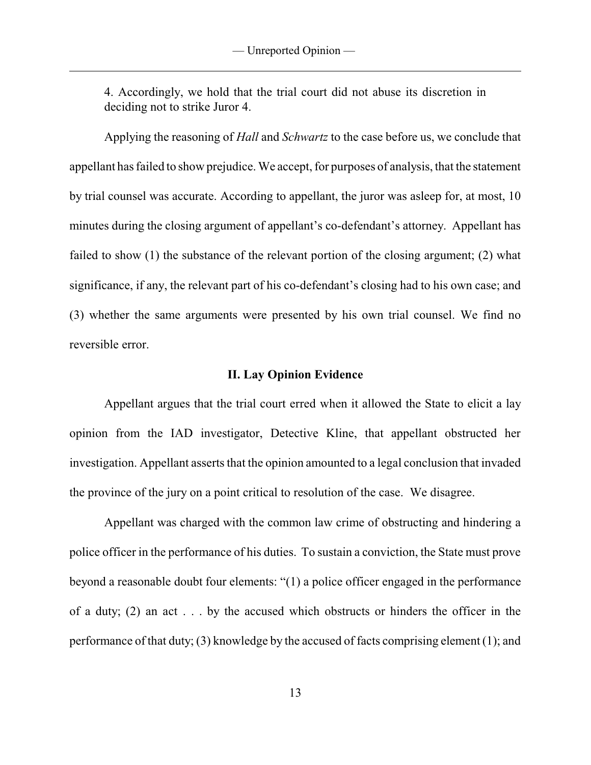4. Accordingly, we hold that the trial court did not abuse its discretion in deciding not to strike Juror 4.

Applying the reasoning of *Hall* and *Schwartz* to the case before us, we conclude that appellant has failed to show prejudice. We accept, for purposes of analysis, that the statement by trial counsel was accurate. According to appellant, the juror was asleep for, at most, 10 minutes during the closing argument of appellant's co-defendant's attorney. Appellant has failed to show (1) the substance of the relevant portion of the closing argument; (2) what significance, if any, the relevant part of his co-defendant's closing had to his own case; and (3) whether the same arguments were presented by his own trial counsel. We find no reversible error.

## II. Lay Opinion Evidence

Appellant argues that the trial court erred when it allowed the State to elicit a lay opinion from the IAD investigator, Detective Kline, that appellant obstructed her investigation. Appellant asserts that the opinion amounted to a legal conclusion that invaded the province of the jury on a point critical to resolution of the case. We disagree.

Appellant was charged with the common law crime of obstructing and hindering a police officer in the performance of his duties. To sustain a conviction, the State must prove beyond a reasonable doubt four elements: "(1) a police officer engaged in the performance of a duty; (2) an act . . . by the accused which obstructs or hinders the officer in the performance of that duty; (3) knowledge by the accused of facts comprising element (1); and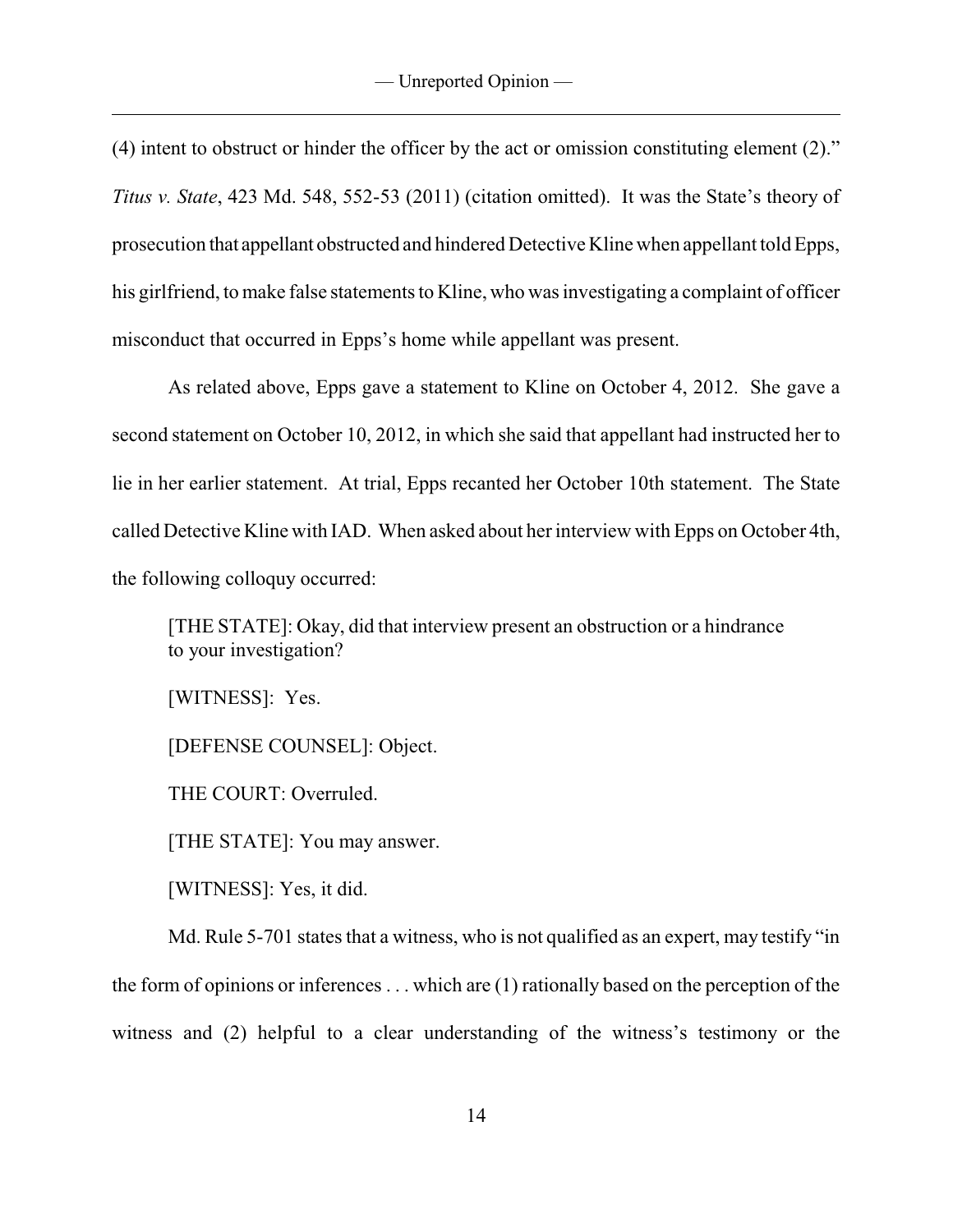(4) intent to obstruct or hinder the officer by the act or omission constituting element (2)." *Titus v. State*, 423 Md. 548, 552-53 (2011) (citation omitted). It was the State's theory of prosecution that appellant obstructed and hindered Detective Kline when appellant told Epps, his girlfriend, to make false statements to Kline, who was investigating a complaint of officer misconduct that occurred in Epps's home while appellant was present.

As related above, Epps gave a statement to Kline on October 4, 2012. She gave a second statement on October 10, 2012, in which she said that appellant had instructed her to lie in her earlier statement. At trial, Epps recanted her October 10th statement. The State called Detective Kline with IAD. When asked about her interview with Epps on October 4th, the following colloquy occurred:

> [THE STATE]: Okay, did that interview present an obstruction or a hindrance to your investigation?
>
> [WITNESS]: Yes.
>
> [DEFENSE COUNSEL]: Object.
>
> THE COURT: Overruled.
>
> [THE STATE]: You may answer.
>
> [WITNESS]: Yes, it did.

Md. Rule 5-701 states that a witness, who is not qualified as an expert, may testify "in the form of opinions or inferences . . . which are (1) rationally based on the perception of the witness and (2) helpful to a clear understanding of the witness's testimony or the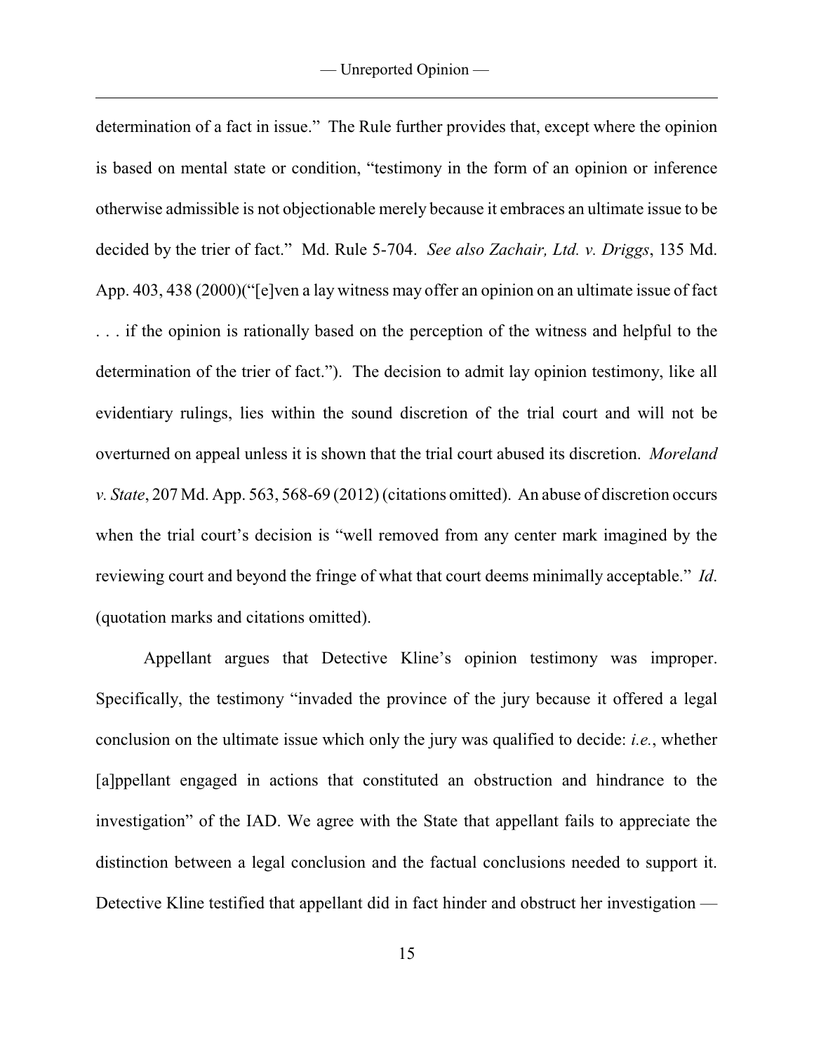determination of a fact in issue." The Rule further provides that, except where the opinion is based on mental state or condition, "testimony in the form of an opinion or inference otherwise admissible is not objectionable merely because it embraces an ultimate issue to be decided by the trier of fact." Md. Rule 5-704. *See also Zachair, Ltd. v. Driggs*, 135 Md. App. 403, 438 (2000)("[e]ven a lay witness may offer an opinion on an ultimate issue of fact . . . if the opinion is rationally based on the perception of the witness and helpful to the determination of the trier of fact."). The decision to admit lay opinion testimony, like all evidentiary rulings, lies within the sound discretion of the trial court and will not be overturned on appeal unless it is shown that the trial court abused its discretion. *Moreland v. State*, 207 Md. App. 563, 568-69 (2012) (citations omitted). An abuse of discretion occurs when the trial court's decision is "well removed from any center mark imagined by the reviewing court and beyond the fringe of what that court deems minimally acceptable." *Id*. (quotation marks and citations omitted).

Appellant argues that Detective Kline's opinion testimony was improper. Specifically, the testimony "invaded the province of the jury because it offered a legal conclusion on the ultimate issue which only the jury was qualified to decide: *i.e.*, whether [a]ppellant engaged in actions that constituted an obstruction and hindrance to the investigation" of the IAD. We agree with the State that appellant fails to appreciate the distinction between a legal conclusion and the factual conclusions needed to support it. Detective Kline testified that appellant did in fact hinder and obstruct her investigation —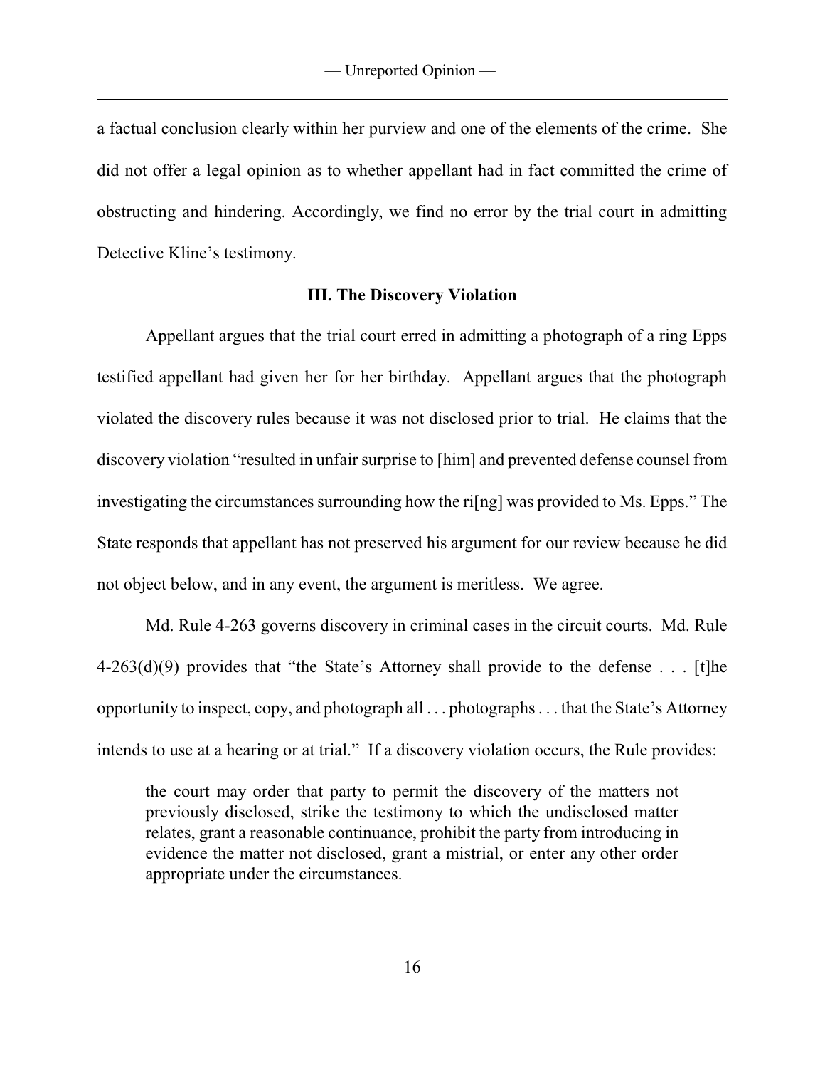a factual conclusion clearly within her purview and one of the elements of the crime. She did not offer a legal opinion as to whether appellant had in fact committed the crime of obstructing and hindering. Accordingly, we find no error by the trial court in admitting Detective Kline's testimony.

### III. The Discovery Violation

Appellant argues that the trial court erred in admitting a photograph of a ring Epps testified appellant had given her for her birthday. Appellant argues that the photograph violated the discovery rules because it was not disclosed prior to trial. He claims that the discovery violation "resulted in unfair surprise to [him] and prevented defense counsel from investigating the circumstances surrounding how the ri[ng] was provided to Ms. Epps." The State responds that appellant has not preserved his argument for our review because he did not object below, and in any event, the argument is meritless. We agree.

Md. Rule 4-263 governs discovery in criminal cases in the circuit courts. Md. Rule 4-263(d)(9) provides that "the State's Attorney shall provide to the defense . . . [t]he opportunity to inspect, copy, and photograph all . . . photographs . . . that the State's Attorney intends to use at a hearing or at trial." If a discovery violation occurs, the Rule provides:

> the court may order that party to permit the discovery of the matters not previously disclosed, strike the testimony to which the undisclosed matter relates, grant a reasonable continuance, prohibit the party from introducing in evidence the matter not disclosed, grant a mistrial, or enter any other order appropriate under the circumstances.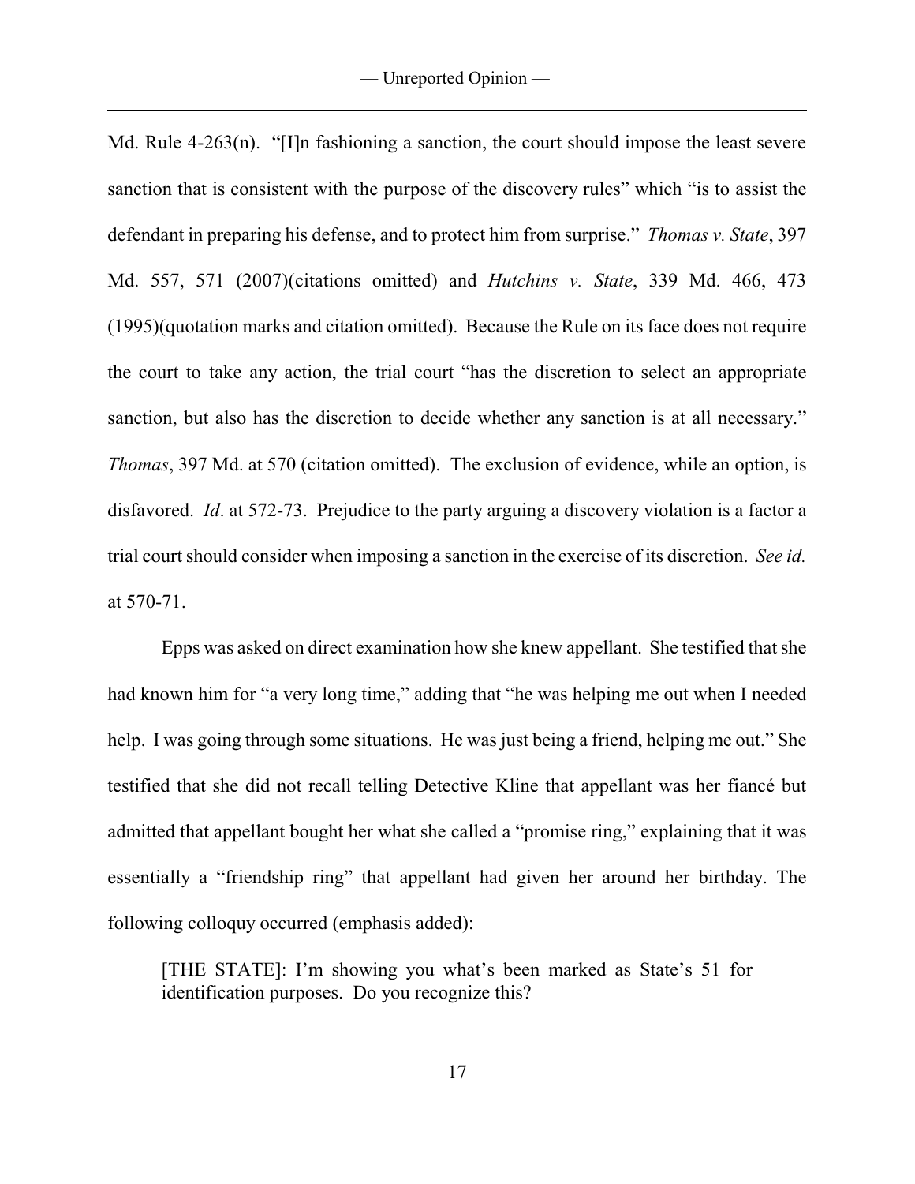Md. Rule 4-263(n). "[I]n fashioning a sanction, the court should impose the least severe sanction that is consistent with the purpose of the discovery rules" which "is to assist the defendant in preparing his defense, and to protect him from surprise." *Thomas v. State*, 397 Md. 557, 571 (2007)(citations omitted) and *Hutchins v. State*, 339 Md. 466, 473 (1995)(quotation marks and citation omitted). Because the Rule on its face does not require the court to take any action, the trial court "has the discretion to select an appropriate sanction, but also has the discretion to decide whether any sanction is at all necessary." *Thomas*, 397 Md. at 570 (citation omitted). The exclusion of evidence, while an option, is disfavored. *Id*. at 572-73. Prejudice to the party arguing a discovery violation is a factor a trial court should consider when imposing a sanction in the exercise of its discretion. *See id.* at 570-71.

Epps was asked on direct examination how she knew appellant. She testified that she had known him for "a very long time," adding that "he was helping me out when I needed help. I was going through some situations. He was just being a friend, helping me out." She testified that she did not recall telling Detective Kline that appellant was her fiancé but admitted that appellant bought her what she called a "promise ring," explaining that it was essentially a "friendship ring" that appellant had given her around her birthday. The following colloquy occurred (emphasis added):

> [THE STATE]: I'm showing you what's been marked as State's 51 for identification purposes. Do you recognize this?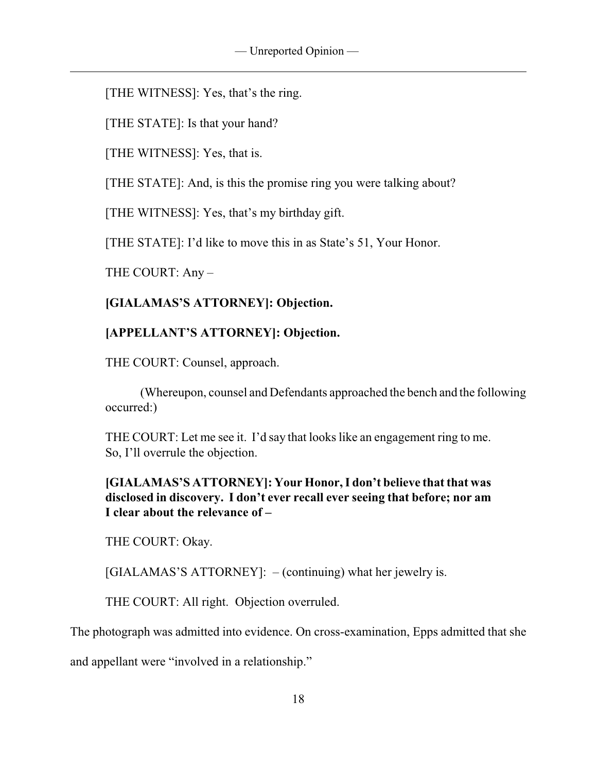[THE WITNESS]: Yes, that's the ring.

[THE STATE]: Is that your hand?

[THE WITNESS]: Yes, that is.

[THE STATE]: And, is this the promise ring you were talking about?

[THE WITNESS]: Yes, that's my birthday gift.

[THE STATE]: I'd like to move this in as State's 51, Your Honor.

THE COURT: Any –

**[GIALAMAS'S ATTORNEY]: Objection.**

**[APPELLANT'S ATTORNEY]: Objection.**

THE COURT: Counsel, approach.

(Whereupon, counsel and Defendants approached the bench and the following occurred:)

THE COURT: Let me see it. I'd say that looks like an engagement ring to me. So, I'll overrule the objection.

**[GIALAMAS'S ATTORNEY]: Your Honor, I don't believe that that was disclosed in discovery. I don't ever recall ever seeing that before; nor am I clear about the relevance of –**

THE COURT: Okay.

[GIALAMAS'S ATTORNEY]: – (continuing) what her jewelry is.

THE COURT: All right. Objection overruled.

The photograph was admitted into evidence. On cross-examination, Epps admitted that she and appellant were "involved in a relationship."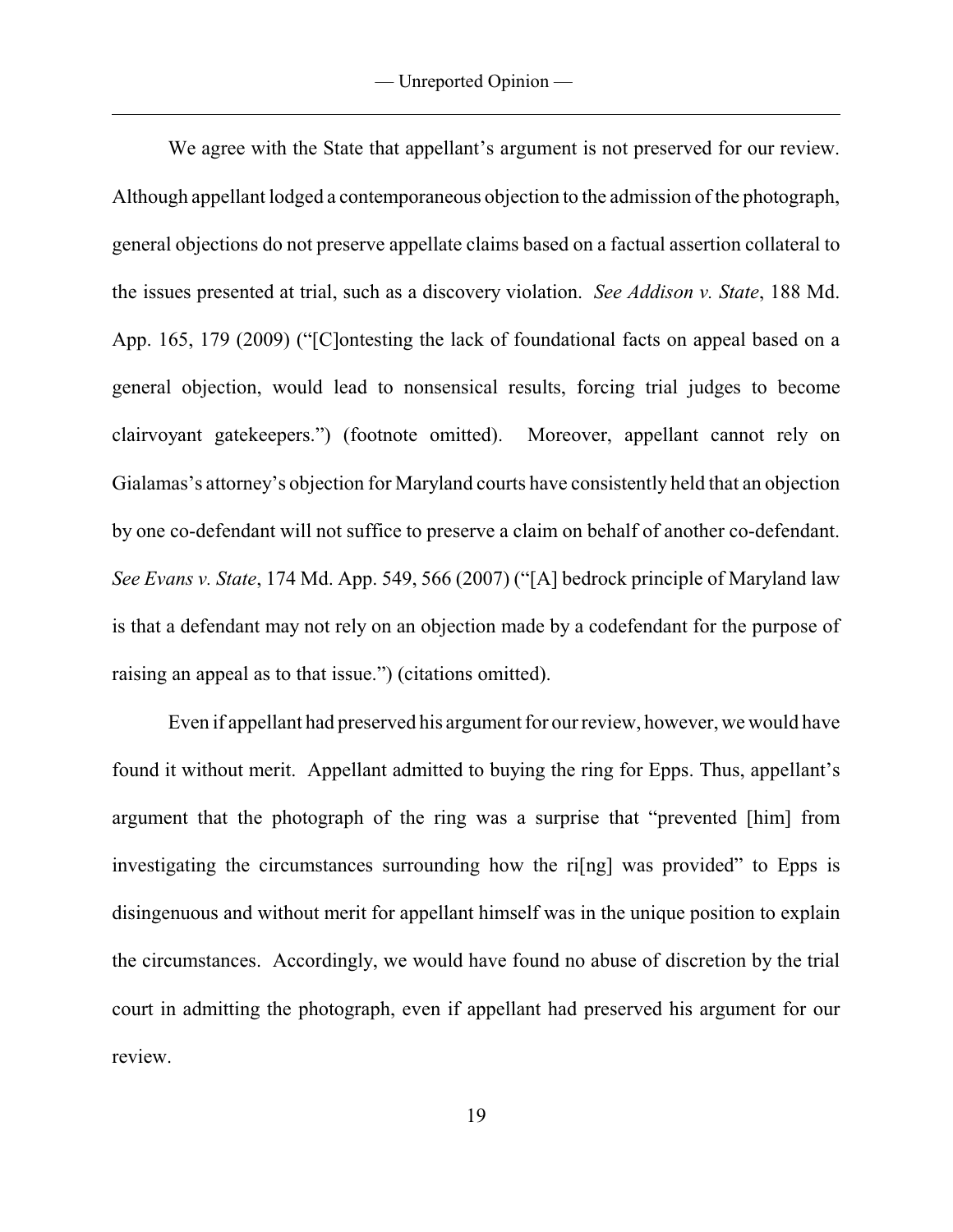We agree with the State that appellant's argument is not preserved for our review. Although appellant lodged a contemporaneous objection to the admission of the photograph, general objections do not preserve appellate claims based on a factual assertion collateral to the issues presented at trial, such as a discovery violation. *See Addison v. State*, 188 Md. App. 165, 179 (2009) ("[C]ontesting the lack of foundational facts on appeal based on a general objection, would lead to nonsensical results, forcing trial judges to become clairvoyant gatekeepers.") (footnote omitted). Moreover, appellant cannot rely on Gialamas's attorney's objection for Maryland courts have consistently held that an objection by one co-defendant will not suffice to preserve a claim on behalf of another co-defendant. *See Evans v. State*, 174 Md. App. 549, 566 (2007) ("[A] bedrock principle of Maryland law is that a defendant may not rely on an objection made by a codefendant for the purpose of raising an appeal as to that issue.") (citations omitted).

Even if appellant had preserved his argument for our review, however, we would have found it without merit. Appellant admitted to buying the ring for Epps. Thus, appellant's argument that the photograph of the ring was a surprise that "prevented [him] from investigating the circumstances surrounding how the ri[ng] was provided" to Epps is disingenuous and without merit for appellant himself was in the unique position to explain the circumstances. Accordingly, we would have found no abuse of discretion by the trial court in admitting the photograph, even if appellant had preserved his argument for our review.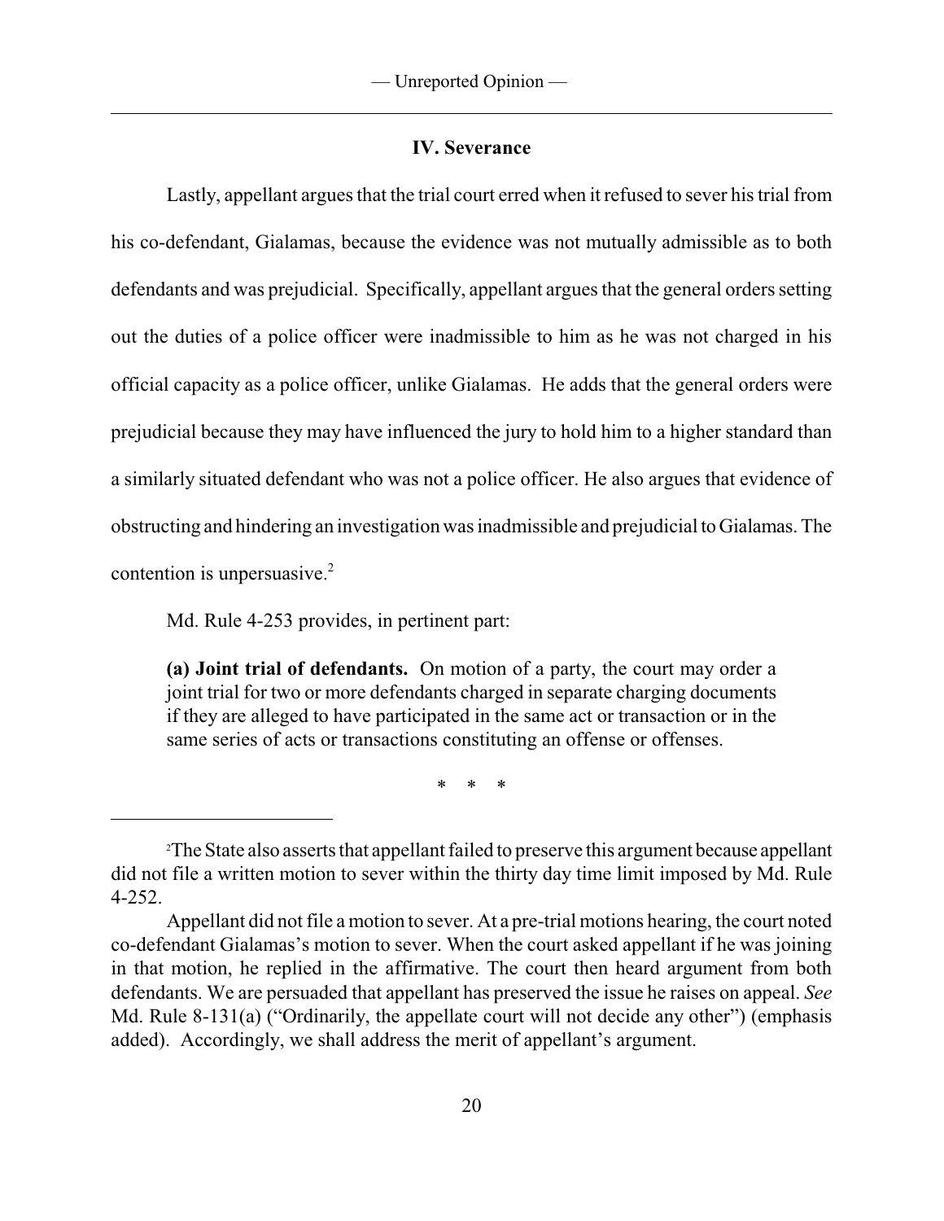### IV. Severance

Lastly, appellant argues that the trial court erred when it refused to sever his trial from his co-defendant, Gialamas, because the evidence was not mutually admissible as to both defendants and was prejudicial. Specifically, appellant argues that the general orders setting out the duties of a police officer were inadmissible to him as he was not charged in his official capacity as a police officer, unlike Gialamas. He adds that the general orders were prejudicial because they may have influenced the jury to hold him to a higher standard than a similarly situated defendant who was not a police officer. He also argues that evidence of obstructing and hindering an investigation was inadmissible and prejudicial to Gialamas. The contention is unpersuasive.[2]

Md. Rule 4-253 provides, in pertinent part:

> **(a) Joint trial of defendants.** On motion of a party, the court may order a joint trial for two or more defendants charged in separate charging documents if they are alleged to have participated in the same act or transaction or in the same series of acts or transactions constituting an offense or offenses.
>
> \* \* \*

---

[2] The State also asserts that appellant failed to preserve this argument because appellant did not file a written motion to sever within the thirty day time limit imposed by Md. Rule 4-252.

Appellant did not file a motion to sever. At a pre-trial motions hearing, the court noted co-defendant Gialamas's motion to sever. When the court asked appellant if he was joining in that motion, he replied in the affirmative. The court then heard argument from both defendants. We are persuaded that appellant has preserved the issue he raises on appeal. *See* Md. Rule 8-131(a) ("Ordinarily, the appellate court will not decide any other") (emphasis added). Accordingly, we shall address the merit of appellant's argument.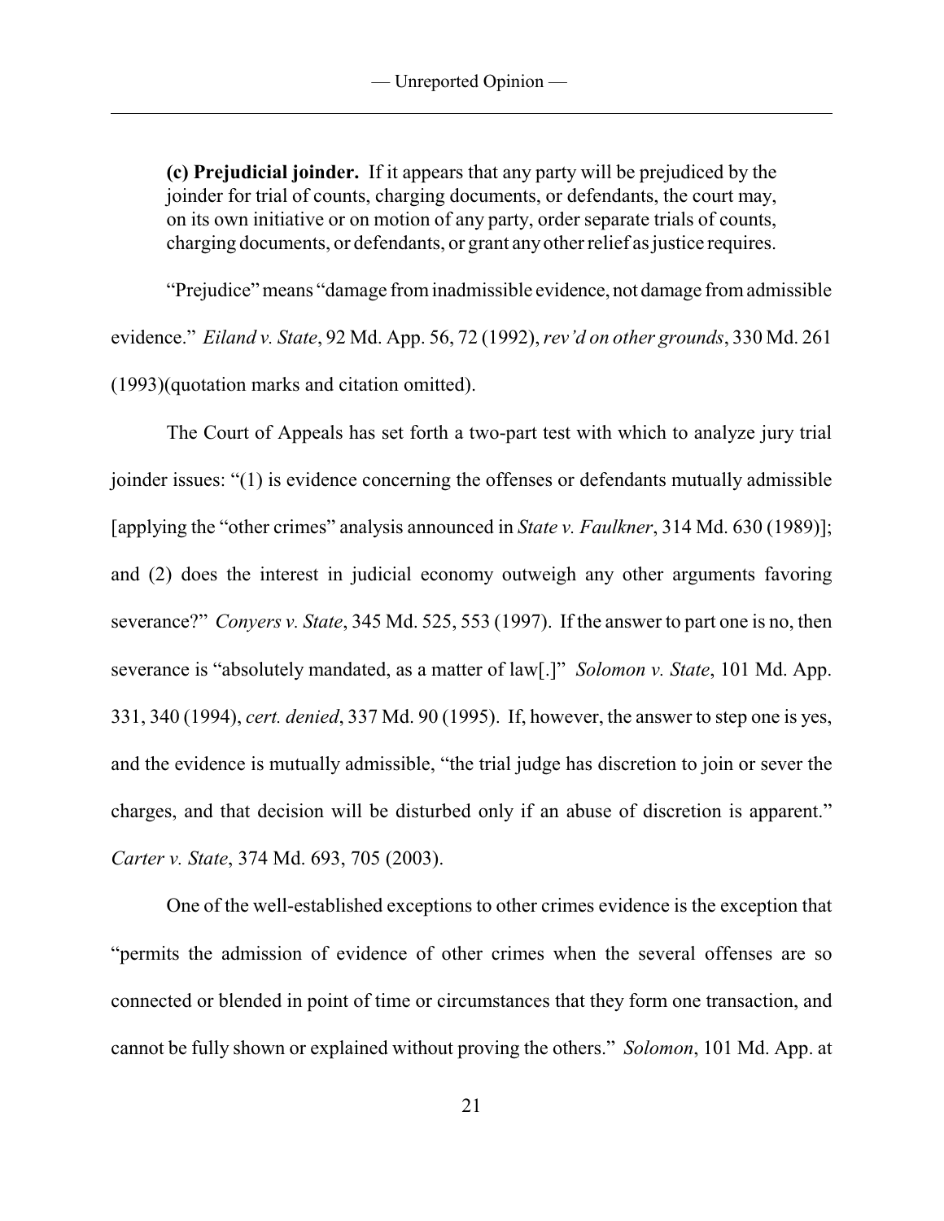> **(c) Prejudicial joinder.** If it appears that any party will be prejudiced by the joinder for trial of counts, charging documents, or defendants, the court may, on its own initiative or on motion of any party, order separate trials of counts, charging documents, or defendants, or grant any other relief as justice requires.

"Prejudice" means "damage from inadmissible evidence, not damage from admissible evidence." *Eiland v. State*, 92 Md. App. 56, 72 (1992), *rev'd on other grounds*, 330 Md. 261 (1993)(quotation marks and citation omitted).

The Court of Appeals has set forth a two-part test with which to analyze jury trial joinder issues: "(1) is evidence concerning the offenses or defendants mutually admissible [applying the "other crimes" analysis announced in *State v. Faulkner*, 314 Md. 630 (1989)]; and (2) does the interest in judicial economy outweigh any other arguments favoring severance?" *Conyers v. State*, 345 Md. 525, 553 (1997). If the answer to part one is no, then severance is "absolutely mandated, as a matter of law[.]" *Solomon v. State*, 101 Md. App. 331, 340 (1994), *cert. denied*, 337 Md. 90 (1995). If, however, the answer to step one is yes, and the evidence is mutually admissible, "the trial judge has discretion to join or sever the charges, and that decision will be disturbed only if an abuse of discretion is apparent." *Carter v. State*, 374 Md. 693, 705 (2003).

One of the well-established exceptions to other crimes evidence is the exception that "permits the admission of evidence of other crimes when the several offenses are so connected or blended in point of time or circumstances that they form one transaction, and cannot be fully shown or explained without proving the others." *Solomon*, 101 Md. App. at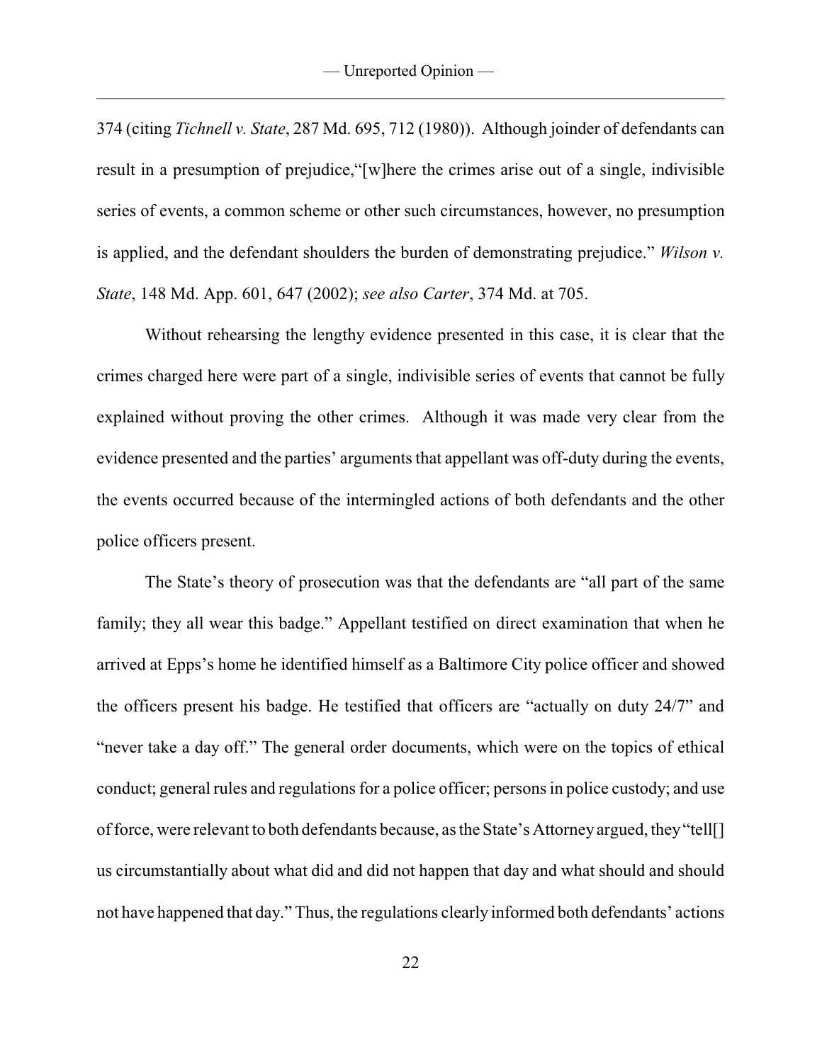374 (citing *Tichnell v. State*, 287 Md. 695, 712 (1980)). Although joinder of defendants can result in a presumption of prejudice,"[w]here the crimes arise out of a single, indivisible series of events, a common scheme or other such circumstances, however, no presumption is applied, and the defendant shoulders the burden of demonstrating prejudice." *Wilson v. State*, 148 Md. App. 601, 647 (2002); *see also Carter*, 374 Md. at 705.

Without rehearsing the lengthy evidence presented in this case, it is clear that the crimes charged here were part of a single, indivisible series of events that cannot be fully explained without proving the other crimes. Although it was made very clear from the evidence presented and the parties' arguments that appellant was off-duty during the events, the events occurred because of the intermingled actions of both defendants and the other police officers present.

The State's theory of prosecution was that the defendants are "all part of the same family; they all wear this badge." Appellant testified on direct examination that when he arrived at Epps's home he identified himself as a Baltimore City police officer and showed the officers present his badge. He testified that officers are "actually on duty 24/7" and "never take a day off." The general order documents, which were on the topics of ethical conduct; general rules and regulations for a police officer; persons in police custody; and use of force, were relevant to both defendants because, as the State's Attorney argued, they "tell[] us circumstantially about what did and did not happen that day and what should and should not have happened that day." Thus, the regulations clearly informed both defendants' actions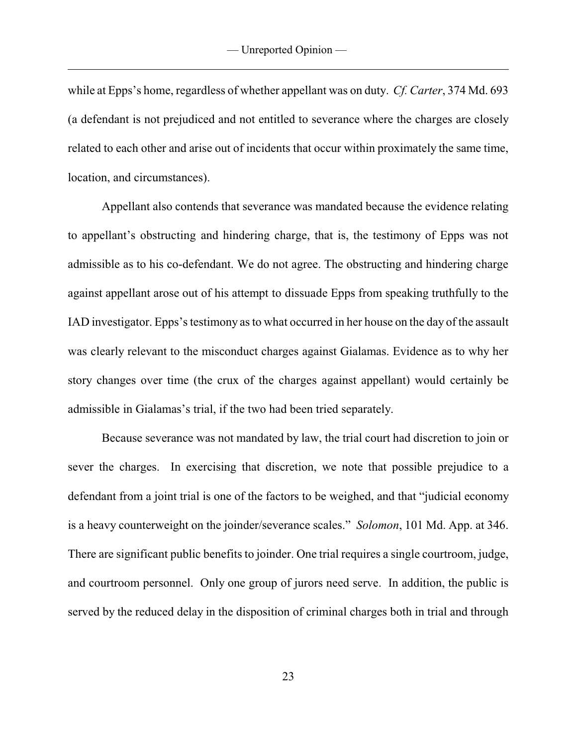while at Epps's home, regardless of whether appellant was on duty. *Cf. Carter*, 374 Md. 693 (a defendant is not prejudiced and not entitled to severance where the charges are closely related to each other and arise out of incidents that occur within proximately the same time, location, and circumstances).

Appellant also contends that severance was mandated because the evidence relating to appellant's obstructing and hindering charge, that is, the testimony of Epps was not admissible as to his co-defendant. We do not agree. The obstructing and hindering charge against appellant arose out of his attempt to dissuade Epps from speaking truthfully to the IAD investigator. Epps's testimony as to what occurred in her house on the day of the assault was clearly relevant to the misconduct charges against Gialamas. Evidence as to why her story changes over time (the crux of the charges against appellant) would certainly be admissible in Gialamas's trial, if the two had been tried separately.

Because severance was not mandated by law, the trial court had discretion to join or sever the charges. In exercising that discretion, we note that possible prejudice to a defendant from a joint trial is one of the factors to be weighed, and that "judicial economy is a heavy counterweight on the joinder/severance scales." *Solomon*, 101 Md. App. at 346. There are significant public benefits to joinder. One trial requires a single courtroom, judge, and courtroom personnel. Only one group of jurors need serve. In addition, the public is served by the reduced delay in the disposition of criminal charges both in trial and through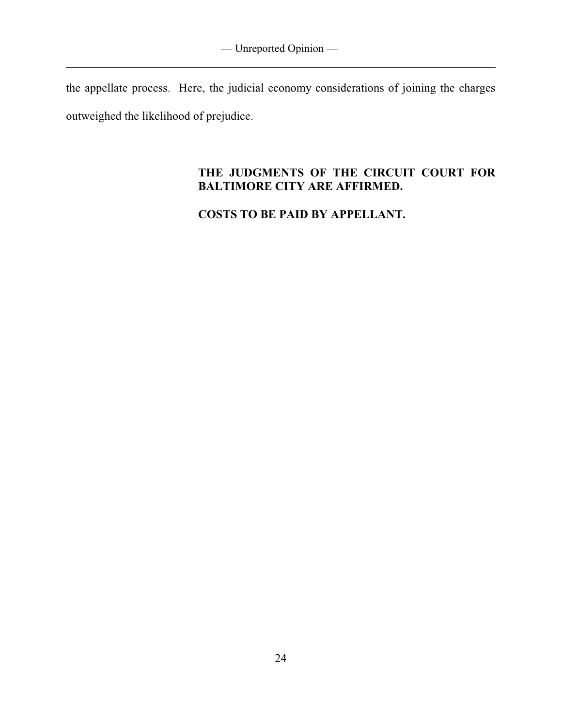the appellate process. Here, the judicial economy considerations of joining the charges outweighed the likelihood of prejudice.

**THE JUDGMENTS OF THE CIRCUIT COURT FOR BALTIMORE CITY ARE AFFIRMED.**

**COSTS TO BE PAID BY APPELLANT.**